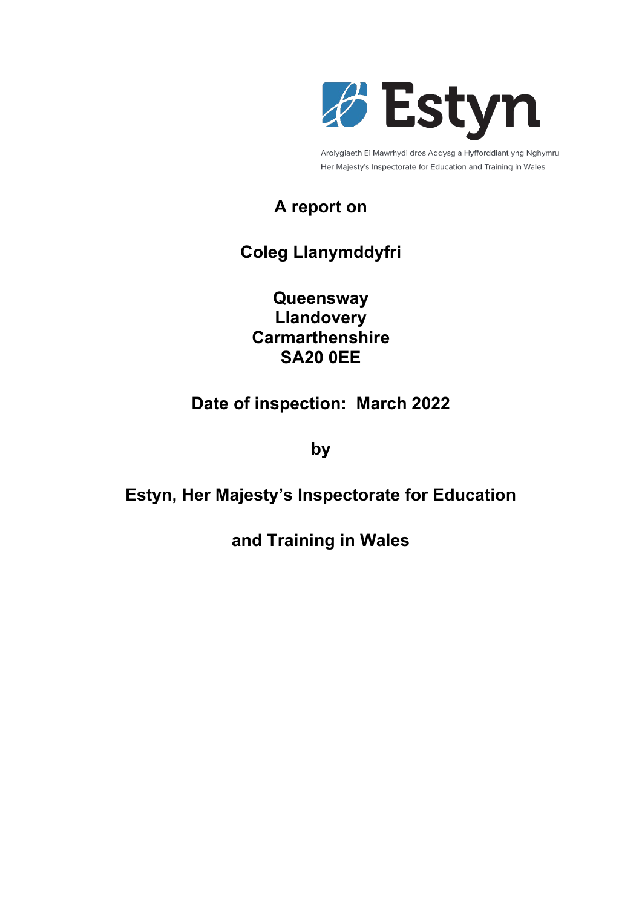Estyn

Arolygiaeth Ei Mawrhydi dros Addysg a Hyfforddiant yng Nghymru
Her Majesty's Inspectorate for Education and Training in Wales

**A report on**

**Coleg Llanymddyfri**

**Queensway**
**Llandovery**
**Carmarthenshire**
**SA20 0EE**

**Date of inspection: March 2022**

**by**

**Estyn, Her Majesty's Inspectorate for Education**

**and Training in Wales**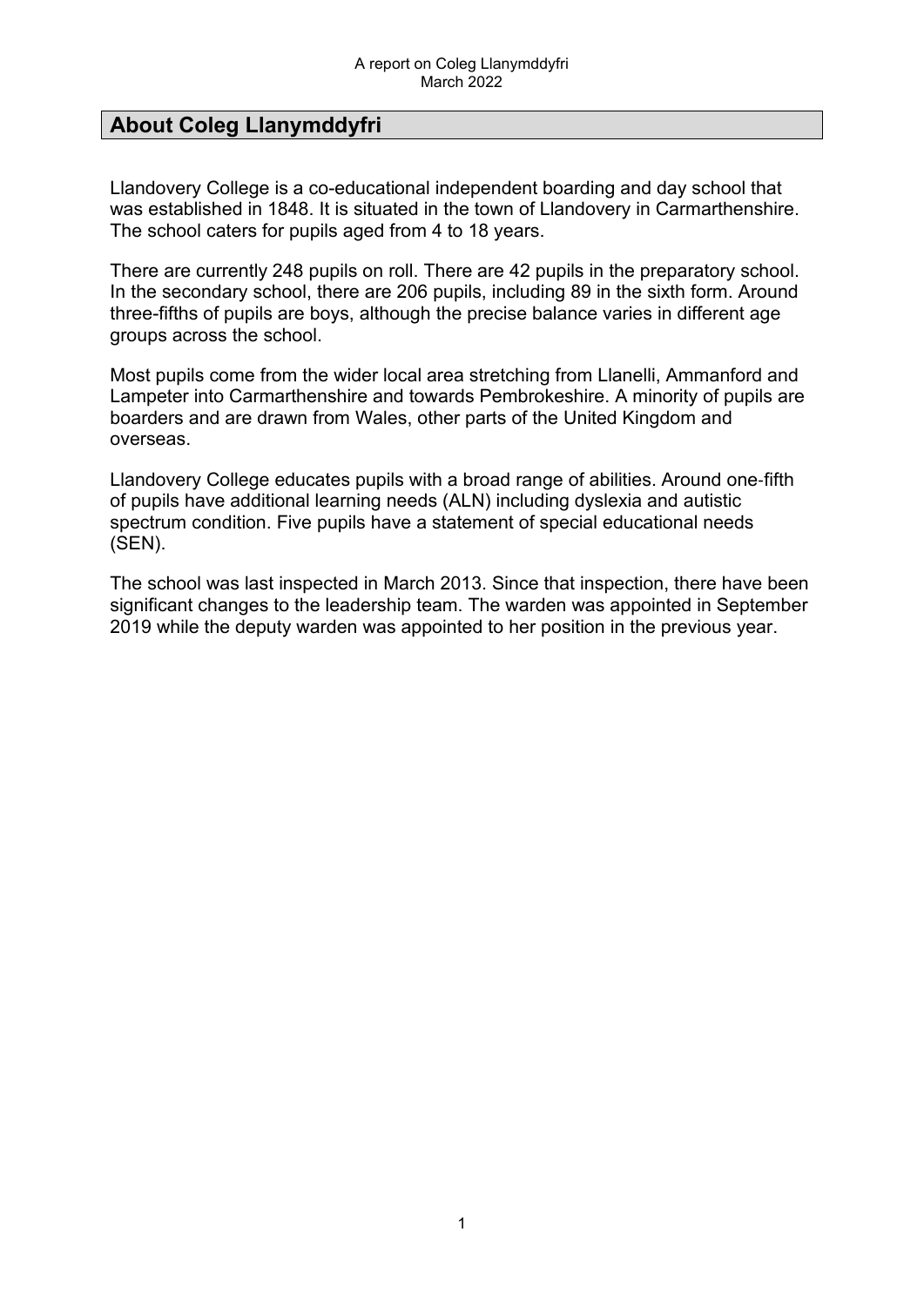## About Coleg Llanymddyfri

Llandovery College is a co-educational independent boarding and day school that was established in 1848. It is situated in the town of Llandovery in Carmarthenshire. The school caters for pupils aged from 4 to 18 years.

There are currently 248 pupils on roll. There are 42 pupils in the preparatory school. In the secondary school, there are 206 pupils, including 89 in the sixth form. Around three-fifths of pupils are boys, although the precise balance varies in different age groups across the school.

Most pupils come from the wider local area stretching from Llanelli, Ammanford and Lampeter into Carmarthenshire and towards Pembrokeshire. A minority of pupils are boarders and are drawn from Wales, other parts of the United Kingdom and overseas.

Llandovery College educates pupils with a broad range of abilities. Around one-fifth of pupils have additional learning needs (ALN) including dyslexia and autistic spectrum condition. Five pupils have a statement of special educational needs (SEN).

The school was last inspected in March 2013. Since that inspection, there have been significant changes to the leadership team. The warden was appointed in September 2019 while the deputy warden was appointed to her position in the previous year.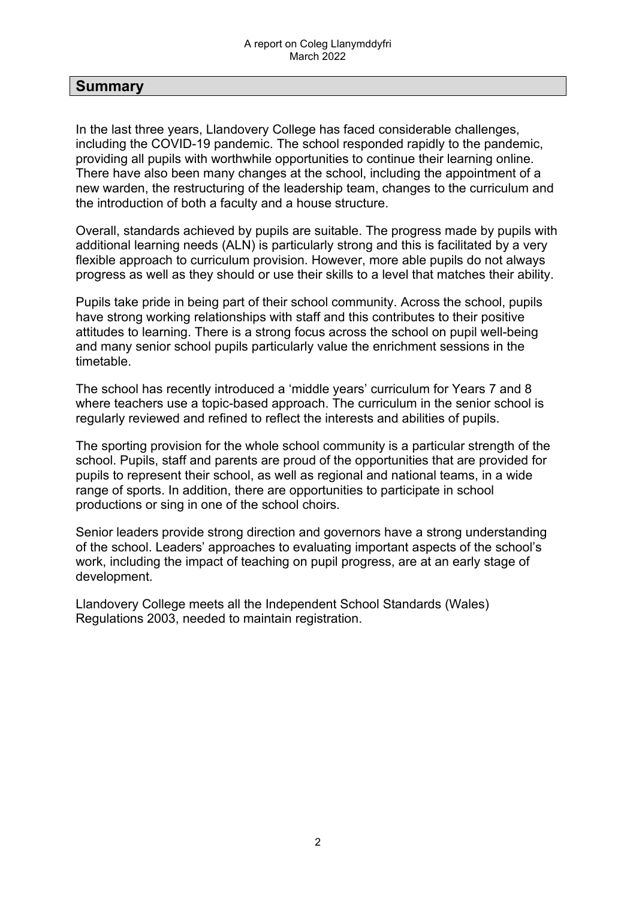## Summary

In the last three years, Llandovery College has faced considerable challenges, including the COVID-19 pandemic. The school responded rapidly to the pandemic, providing all pupils with worthwhile opportunities to continue their learning online. There have also been many changes at the school, including the appointment of a new warden, the restructuring of the leadership team, changes to the curriculum and the introduction of both a faculty and a house structure.

Overall, standards achieved by pupils are suitable. The progress made by pupils with additional learning needs (ALN) is particularly strong and this is facilitated by a very flexible approach to curriculum provision. However, more able pupils do not always progress as well as they should or use their skills to a level that matches their ability.

Pupils take pride in being part of their school community. Across the school, pupils have strong working relationships with staff and this contributes to their positive attitudes to learning. There is a strong focus across the school on pupil well-being and many senior school pupils particularly value the enrichment sessions in the timetable.

The school has recently introduced a 'middle years' curriculum for Years 7 and 8 where teachers use a topic-based approach. The curriculum in the senior school is regularly reviewed and refined to reflect the interests and abilities of pupils.

The sporting provision for the whole school community is a particular strength of the school. Pupils, staff and parents are proud of the opportunities that are provided for pupils to represent their school, as well as regional and national teams, in a wide range of sports. In addition, there are opportunities to participate in school productions or sing in one of the school choirs.

Senior leaders provide strong direction and governors have a strong understanding of the school. Leaders' approaches to evaluating important aspects of the school's work, including the impact of teaching on pupil progress, are at an early stage of development.

Llandovery College meets all the Independent School Standards (Wales) Regulations 2003, needed to maintain registration.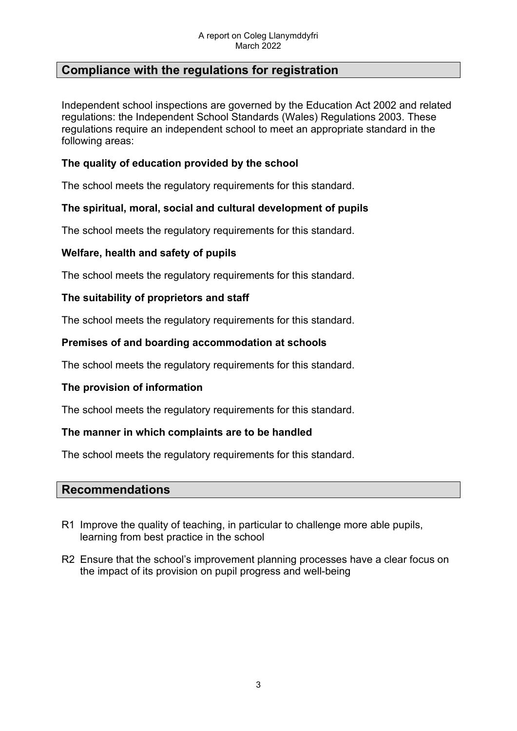## Compliance with the regulations for registration

Independent school inspections are governed by the Education Act 2002 and related regulations: the Independent School Standards (Wales) Regulations 2003. These regulations require an independent school to meet an appropriate standard in the following areas:

**The quality of education provided by the school**

The school meets the regulatory requirements for this standard.

**The spiritual, moral, social and cultural development of pupils**

The school meets the regulatory requirements for this standard.

**Welfare, health and safety of pupils**

The school meets the regulatory requirements for this standard.

**The suitability of proprietors and staff**

The school meets the regulatory requirements for this standard.

**Premises of and boarding accommodation at schools**

The school meets the regulatory requirements for this standard.

**The provision of information**

The school meets the regulatory requirements for this standard.

**The manner in which complaints are to be handled**

The school meets the regulatory requirements for this standard.

## Recommendations

R1 Improve the quality of teaching, in particular to challenge more able pupils, learning from best practice in the school

R2 Ensure that the school's improvement planning processes have a clear focus on the impact of its provision on pupil progress and well-being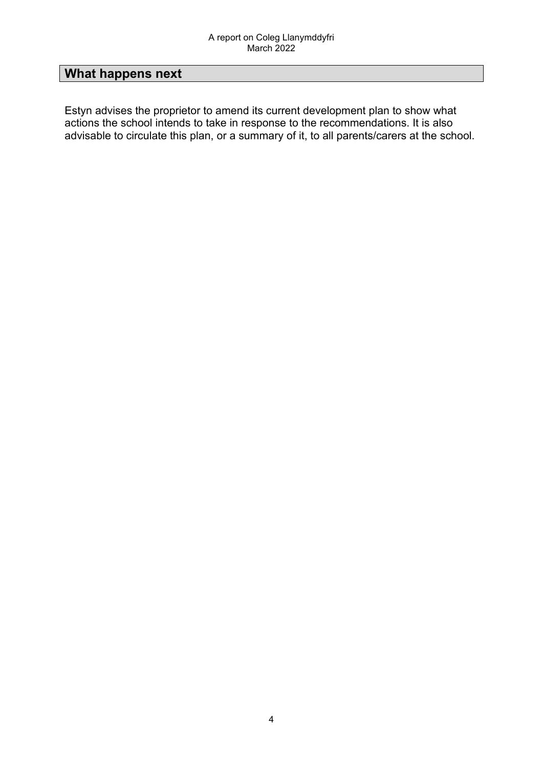## What happens next

Estyn advises the proprietor to amend its current development plan to show what actions the school intends to take in response to the recommendations. It is also advisable to circulate this plan, or a summary of it, to all parents/carers at the school.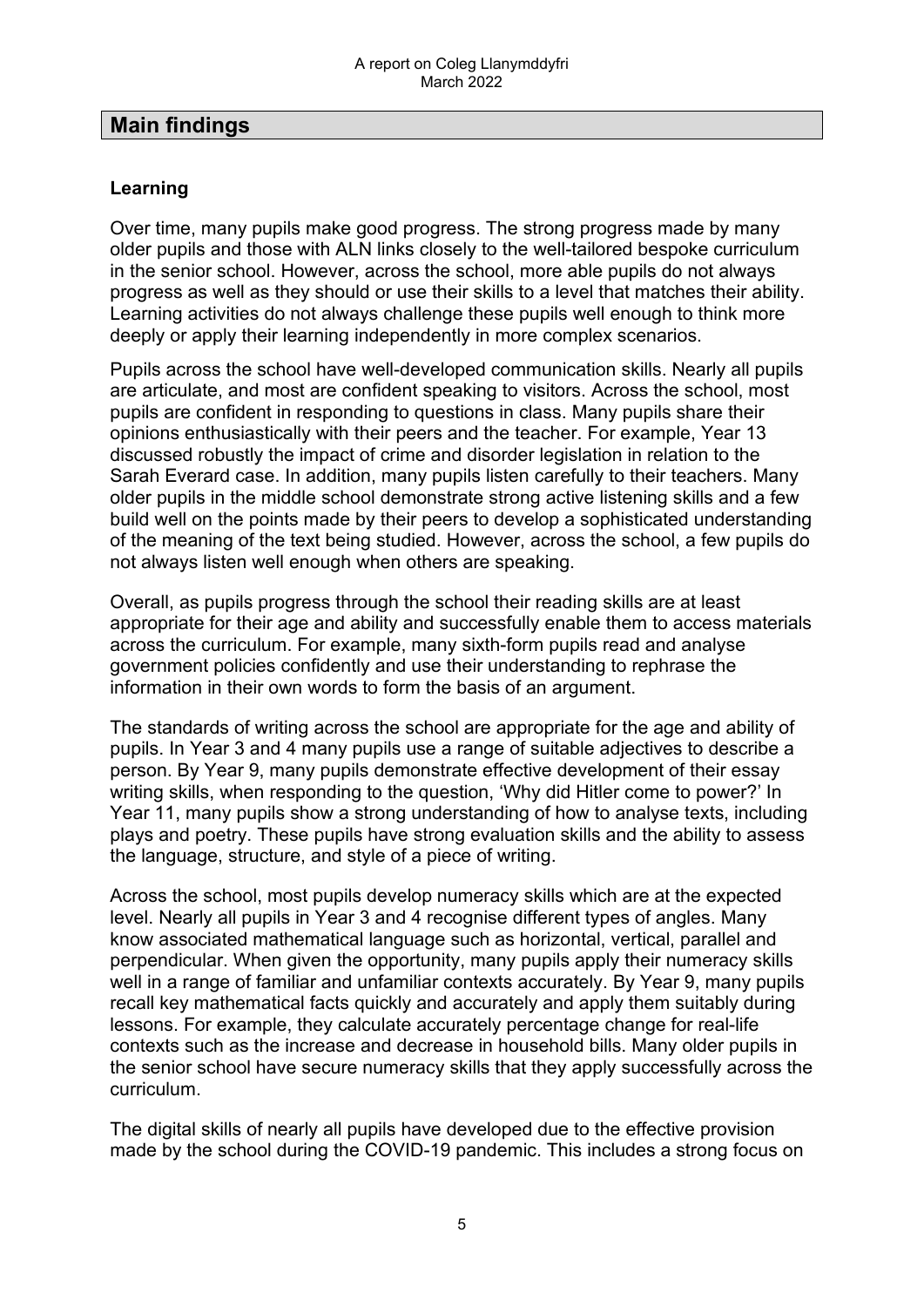## Main findings

### Learning

Over time, many pupils make good progress. The strong progress made by many older pupils and those with ALN links closely to the well-tailored bespoke curriculum in the senior school. However, across the school, more able pupils do not always progress as well as they should or use their skills to a level that matches their ability. Learning activities do not always challenge these pupils well enough to think more deeply or apply their learning independently in more complex scenarios.

Pupils across the school have well-developed communication skills. Nearly all pupils are articulate, and most are confident speaking to visitors. Across the school, most pupils are confident in responding to questions in class. Many pupils share their opinions enthusiastically with their peers and the teacher. For example, Year 13 discussed robustly the impact of crime and disorder legislation in relation to the Sarah Everard case. In addition, many pupils listen carefully to their teachers. Many older pupils in the middle school demonstrate strong active listening skills and a few build well on the points made by their peers to develop a sophisticated understanding of the meaning of the text being studied. However, across the school, a few pupils do not always listen well enough when others are speaking.

Overall, as pupils progress through the school their reading skills are at least appropriate for their age and ability and successfully enable them to access materials across the curriculum. For example, many sixth-form pupils read and analyse government policies confidently and use their understanding to rephrase the information in their own words to form the basis of an argument.

The standards of writing across the school are appropriate for the age and ability of pupils. In Year 3 and 4 many pupils use a range of suitable adjectives to describe a person. By Year 9, many pupils demonstrate effective development of their essay writing skills, when responding to the question, 'Why did Hitler come to power?' In Year 11, many pupils show a strong understanding of how to analyse texts, including plays and poetry. These pupils have strong evaluation skills and the ability to assess the language, structure, and style of a piece of writing.

Across the school, most pupils develop numeracy skills which are at the expected level. Nearly all pupils in Year 3 and 4 recognise different types of angles. Many know associated mathematical language such as horizontal, vertical, parallel and perpendicular. When given the opportunity, many pupils apply their numeracy skills well in a range of familiar and unfamiliar contexts accurately. By Year 9, many pupils recall key mathematical facts quickly and accurately and apply them suitably during lessons. For example, they calculate accurately percentage change for real-life contexts such as the increase and decrease in household bills. Many older pupils in the senior school have secure numeracy skills that they apply successfully across the curriculum.

The digital skills of nearly all pupils have developed due to the effective provision made by the school during the COVID-19 pandemic. This includes a strong focus on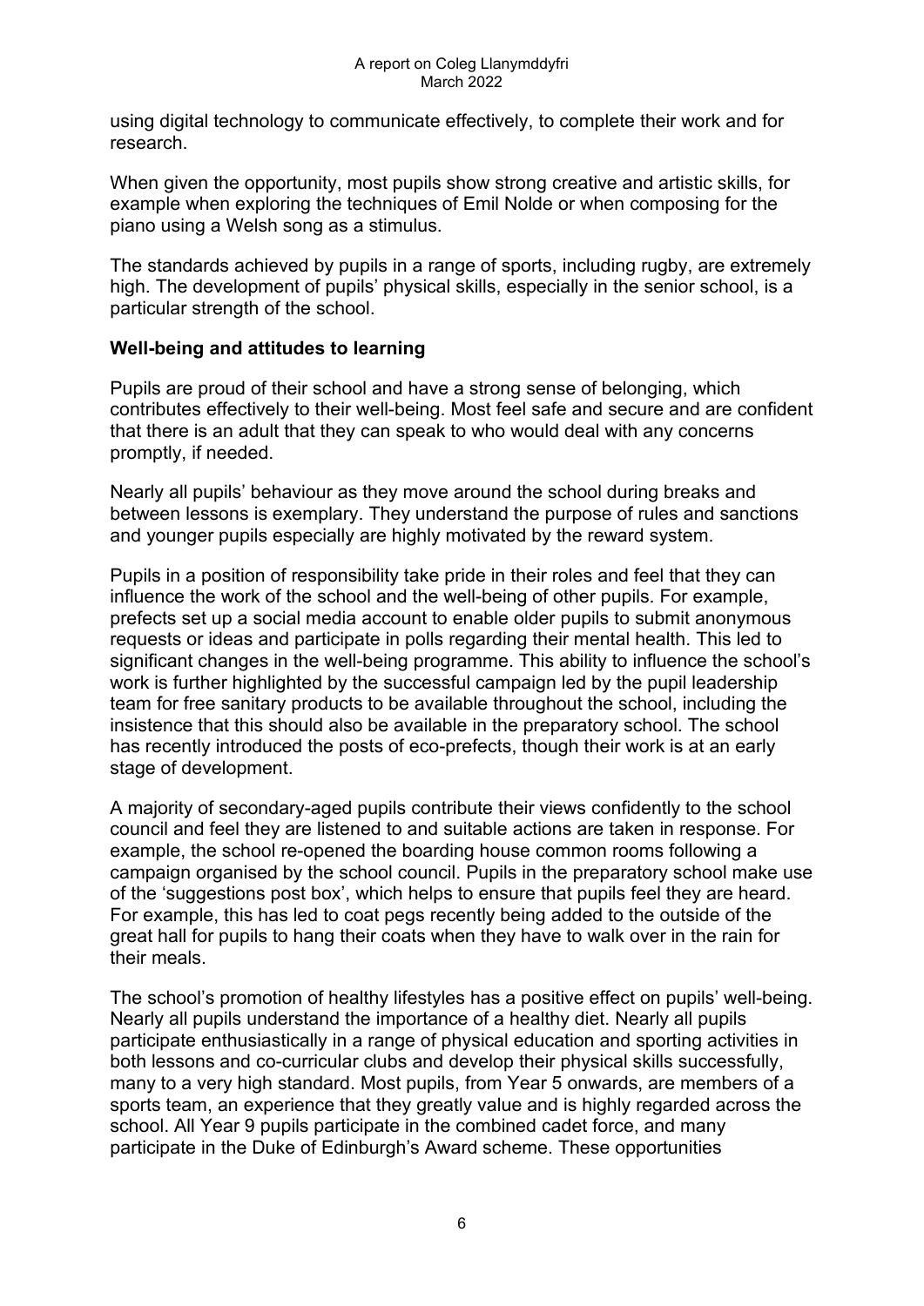using digital technology to communicate effectively, to complete their work and for research.

When given the opportunity, most pupils show strong creative and artistic skills, for example when exploring the techniques of Emil Nolde or when composing for the piano using a Welsh song as a stimulus.

The standards achieved by pupils in a range of sports, including rugby, are extremely high. The development of pupils' physical skills, especially in the senior school, is a particular strength of the school.

## Well-being and attitudes to learning

Pupils are proud of their school and have a strong sense of belonging, which contributes effectively to their well-being. Most feel safe and secure and are confident that there is an adult that they can speak to who would deal with any concerns promptly, if needed.

Nearly all pupils' behaviour as they move around the school during breaks and between lessons is exemplary. They understand the purpose of rules and sanctions and younger pupils especially are highly motivated by the reward system.

Pupils in a position of responsibility take pride in their roles and feel that they can influence the work of the school and the well-being of other pupils. For example, prefects set up a social media account to enable older pupils to submit anonymous requests or ideas and participate in polls regarding their mental health. This led to significant changes in the well-being programme. This ability to influence the school's work is further highlighted by the successful campaign led by the pupil leadership team for free sanitary products to be available throughout the school, including the insistence that this should also be available in the preparatory school. The school has recently introduced the posts of eco-prefects, though their work is at an early stage of development.

A majority of secondary-aged pupils contribute their views confidently to the school council and feel they are listened to and suitable actions are taken in response. For example, the school re-opened the boarding house common rooms following a campaign organised by the school council. Pupils in the preparatory school make use of the 'suggestions post box', which helps to ensure that pupils feel they are heard. For example, this has led to coat pegs recently being added to the outside of the great hall for pupils to hang their coats when they have to walk over in the rain for their meals.

The school's promotion of healthy lifestyles has a positive effect on pupils' well-being. Nearly all pupils understand the importance of a healthy diet. Nearly all pupils participate enthusiastically in a range of physical education and sporting activities in both lessons and co-curricular clubs and develop their physical skills successfully, many to a very high standard. Most pupils, from Year 5 onwards, are members of a sports team, an experience that they greatly value and is highly regarded across the school. All Year 9 pupils participate in the combined cadet force, and many participate in the Duke of Edinburgh's Award scheme. These opportunities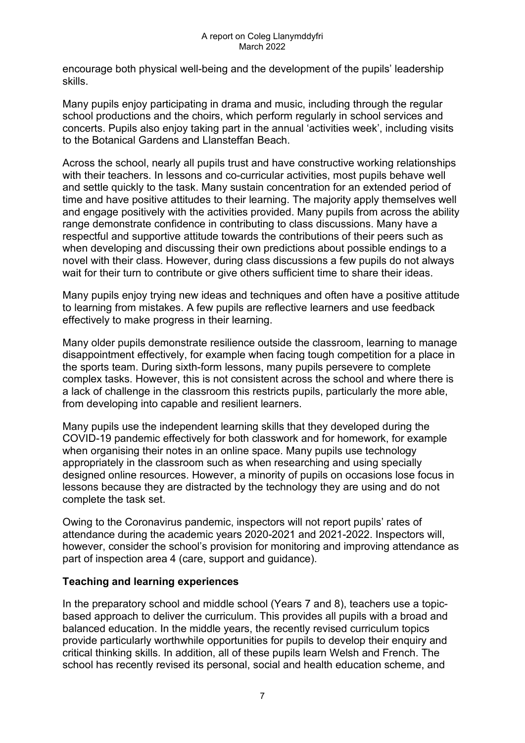encourage both physical well-being and the development of the pupils' leadership skills.

Many pupils enjoy participating in drama and music, including through the regular school productions and the choirs, which perform regularly in school services and concerts. Pupils also enjoy taking part in the annual 'activities week', including visits to the Botanical Gardens and Llansteffan Beach.

Across the school, nearly all pupils trust and have constructive working relationships with their teachers. In lessons and co-curricular activities, most pupils behave well and settle quickly to the task. Many sustain concentration for an extended period of time and have positive attitudes to their learning. The majority apply themselves well and engage positively with the activities provided. Many pupils from across the ability range demonstrate confidence in contributing to class discussions. Many have a respectful and supportive attitude towards the contributions of their peers such as when developing and discussing their own predictions about possible endings to a novel with their class. However, during class discussions a few pupils do not always wait for their turn to contribute or give others sufficient time to share their ideas.

Many pupils enjoy trying new ideas and techniques and often have a positive attitude to learning from mistakes. A few pupils are reflective learners and use feedback effectively to make progress in their learning.

Many older pupils demonstrate resilience outside the classroom, learning to manage disappointment effectively, for example when facing tough competition for a place in the sports team. During sixth-form lessons, many pupils persevere to complete complex tasks. However, this is not consistent across the school and where there is a lack of challenge in the classroom this restricts pupils, particularly the more able, from developing into capable and resilient learners.

Many pupils use the independent learning skills that they developed during the COVID-19 pandemic effectively for both classwork and for homework, for example when organising their notes in an online space. Many pupils use technology appropriately in the classroom such as when researching and using specially designed online resources. However, a minority of pupils on occasions lose focus in lessons because they are distracted by the technology they are using and do not complete the task set.

Owing to the Coronavirus pandemic, inspectors will not report pupils' rates of attendance during the academic years 2020-2021 and 2021-2022. Inspectors will, however, consider the school's provision for monitoring and improving attendance as part of inspection area 4 (care, support and guidance).

## Teaching and learning experiences

In the preparatory school and middle school (Years 7 and 8), teachers use a topic-based approach to deliver the curriculum. This provides all pupils with a broad and balanced education. In the middle years, the recently revised curriculum topics provide particularly worthwhile opportunities for pupils to develop their enquiry and critical thinking skills. In addition, all of these pupils learn Welsh and French. The school has recently revised its personal, social and health education scheme, and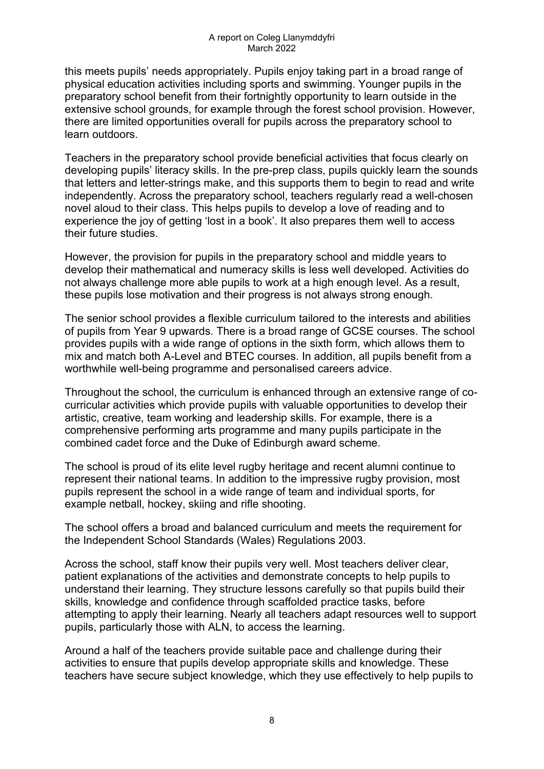this meets pupils' needs appropriately. Pupils enjoy taking part in a broad range of physical education activities including sports and swimming. Younger pupils in the preparatory school benefit from their fortnightly opportunity to learn outside in the extensive school grounds, for example through the forest school provision. However, there are limited opportunities overall for pupils across the preparatory school to learn outdoors.

Teachers in the preparatory school provide beneficial activities that focus clearly on developing pupils' literacy skills. In the pre-prep class, pupils quickly learn the sounds that letters and letter-strings make, and this supports them to begin to read and write independently. Across the preparatory school, teachers regularly read a well-chosen novel aloud to their class. This helps pupils to develop a love of reading and to experience the joy of getting 'lost in a book'. It also prepares them well to access their future studies.

However, the provision for pupils in the preparatory school and middle years to develop their mathematical and numeracy skills is less well developed. Activities do not always challenge more able pupils to work at a high enough level. As a result, these pupils lose motivation and their progress is not always strong enough.

The senior school provides a flexible curriculum tailored to the interests and abilities of pupils from Year 9 upwards. There is a broad range of GCSE courses. The school provides pupils with a wide range of options in the sixth form, which allows them to mix and match both A-Level and BTEC courses. In addition, all pupils benefit from a worthwhile well-being programme and personalised careers advice.

Throughout the school, the curriculum is enhanced through an extensive range of co-curricular activities which provide pupils with valuable opportunities to develop their artistic, creative, team working and leadership skills. For example, there is a comprehensive performing arts programme and many pupils participate in the combined cadet force and the Duke of Edinburgh award scheme.

The school is proud of its elite level rugby heritage and recent alumni continue to represent their national teams. In addition to the impressive rugby provision, most pupils represent the school in a wide range of team and individual sports, for example netball, hockey, skiing and rifle shooting.

The school offers a broad and balanced curriculum and meets the requirement for the Independent School Standards (Wales) Regulations 2003.

Across the school, staff know their pupils very well. Most teachers deliver clear, patient explanations of the activities and demonstrate concepts to help pupils to understand their learning. They structure lessons carefully so that pupils build their skills, knowledge and confidence through scaffolded practice tasks, before attempting to apply their learning. Nearly all teachers adapt resources well to support pupils, particularly those with ALN, to access the learning.

Around a half of the teachers provide suitable pace and challenge during their activities to ensure that pupils develop appropriate skills and knowledge. These teachers have secure subject knowledge, which they use effectively to help pupils to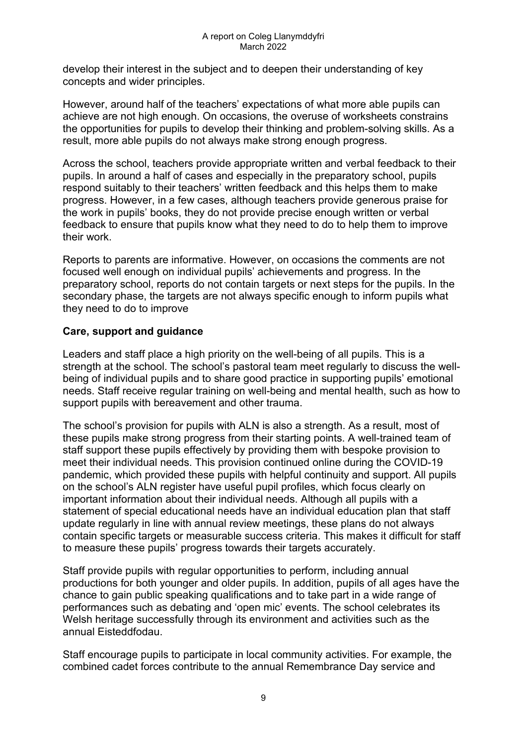develop their interest in the subject and to deepen their understanding of key concepts and wider principles.

However, around half of the teachers' expectations of what more able pupils can achieve are not high enough. On occasions, the overuse of worksheets constrains the opportunities for pupils to develop their thinking and problem-solving skills. As a result, more able pupils do not always make strong enough progress.

Across the school, teachers provide appropriate written and verbal feedback to their pupils. In around a half of cases and especially in the preparatory school, pupils respond suitably to their teachers' written feedback and this helps them to make progress. However, in a few cases, although teachers provide generous praise for the work in pupils' books, they do not provide precise enough written or verbal feedback to ensure that pupils know what they need to do to help them to improve their work.

Reports to parents are informative. However, on occasions the comments are not focused well enough on individual pupils' achievements and progress. In the preparatory school, reports do not contain targets or next steps for the pupils. In the secondary phase, the targets are not always specific enough to inform pupils what they need to do to improve

**Care, support and guidance**

Leaders and staff place a high priority on the well-being of all pupils. This is a strength at the school. The school's pastoral team meet regularly to discuss the well-being of individual pupils and to share good practice in supporting pupils' emotional needs. Staff receive regular training on well-being and mental health, such as how to support pupils with bereavement and other trauma.

The school's provision for pupils with ALN is also a strength. As a result, most of these pupils make strong progress from their starting points. A well-trained team of staff support these pupils effectively by providing them with bespoke provision to meet their individual needs. This provision continued online during the COVID-19 pandemic, which provided these pupils with helpful continuity and support. All pupils on the school's ALN register have useful pupil profiles, which focus clearly on important information about their individual needs. Although all pupils with a statement of special educational needs have an individual education plan that staff update regularly in line with annual review meetings, these plans do not always contain specific targets or measurable success criteria. This makes it difficult for staff to measure these pupils' progress towards their targets accurately.

Staff provide pupils with regular opportunities to perform, including annual productions for both younger and older pupils. In addition, pupils of all ages have the chance to gain public speaking qualifications and to take part in a wide range of performances such as debating and 'open mic' events. The school celebrates its Welsh heritage successfully through its environment and activities such as the annual Eisteddfodau.

Staff encourage pupils to participate in local community activities. For example, the combined cadet forces contribute to the annual Remembrance Day service and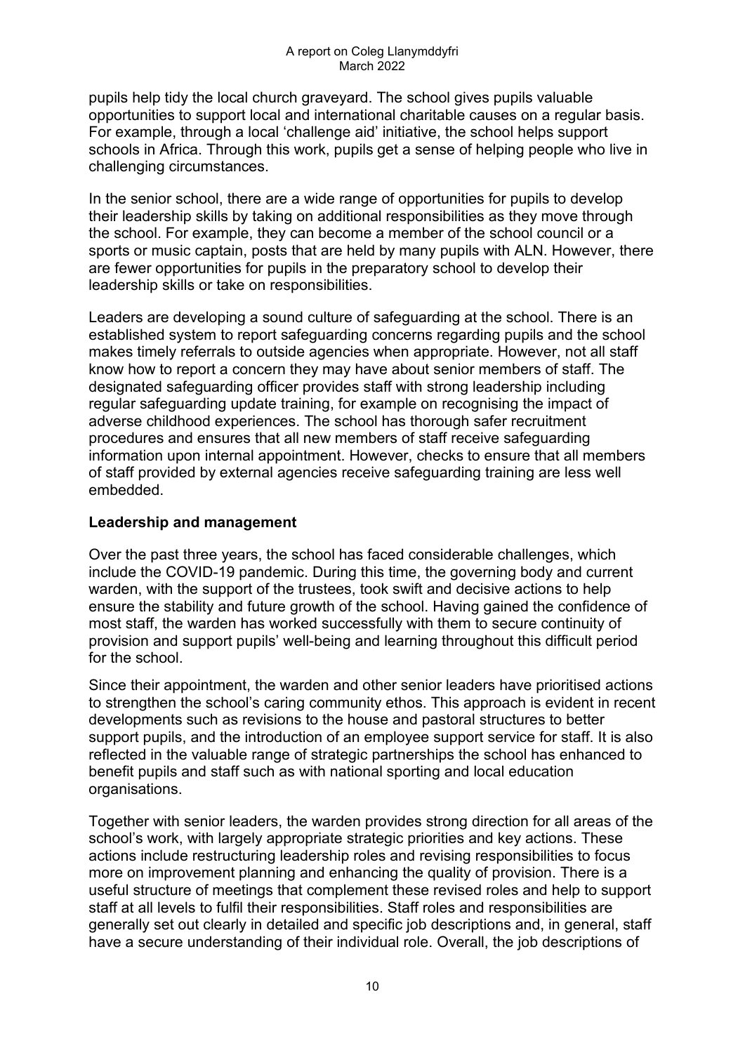pupils help tidy the local church graveyard. The school gives pupils valuable opportunities to support local and international charitable causes on a regular basis. For example, through a local 'challenge aid' initiative, the school helps support schools in Africa. Through this work, pupils get a sense of helping people who live in challenging circumstances.

In the senior school, there are a wide range of opportunities for pupils to develop their leadership skills by taking on additional responsibilities as they move through the school. For example, they can become a member of the school council or a sports or music captain, posts that are held by many pupils with ALN. However, there are fewer opportunities for pupils in the preparatory school to develop their leadership skills or take on responsibilities.

Leaders are developing a sound culture of safeguarding at the school. There is an established system to report safeguarding concerns regarding pupils and the school makes timely referrals to outside agencies when appropriate. However, not all staff know how to report a concern they may have about senior members of staff. The designated safeguarding officer provides staff with strong leadership including regular safeguarding update training, for example on recognising the impact of adverse childhood experiences. The school has thorough safer recruitment procedures and ensures that all new members of staff receive safeguarding information upon internal appointment. However, checks to ensure that all members of staff provided by external agencies receive safeguarding training are less well embedded.

## Leadership and management

Over the past three years, the school has faced considerable challenges, which include the COVID-19 pandemic. During this time, the governing body and current warden, with the support of the trustees, took swift and decisive actions to help ensure the stability and future growth of the school. Having gained the confidence of most staff, the warden has worked successfully with them to secure continuity of provision and support pupils' well-being and learning throughout this difficult period for the school.

Since their appointment, the warden and other senior leaders have prioritised actions to strengthen the school's caring community ethos. This approach is evident in recent developments such as revisions to the house and pastoral structures to better support pupils, and the introduction of an employee support service for staff. It is also reflected in the valuable range of strategic partnerships the school has enhanced to benefit pupils and staff such as with national sporting and local education organisations.

Together with senior leaders, the warden provides strong direction for all areas of the school's work, with largely appropriate strategic priorities and key actions. These actions include restructuring leadership roles and revising responsibilities to focus more on improvement planning and enhancing the quality of provision. There is a useful structure of meetings that complement these revised roles and help to support staff at all levels to fulfil their responsibilities. Staff roles and responsibilities are generally set out clearly in detailed and specific job descriptions and, in general, staff have a secure understanding of their individual role. Overall, the job descriptions of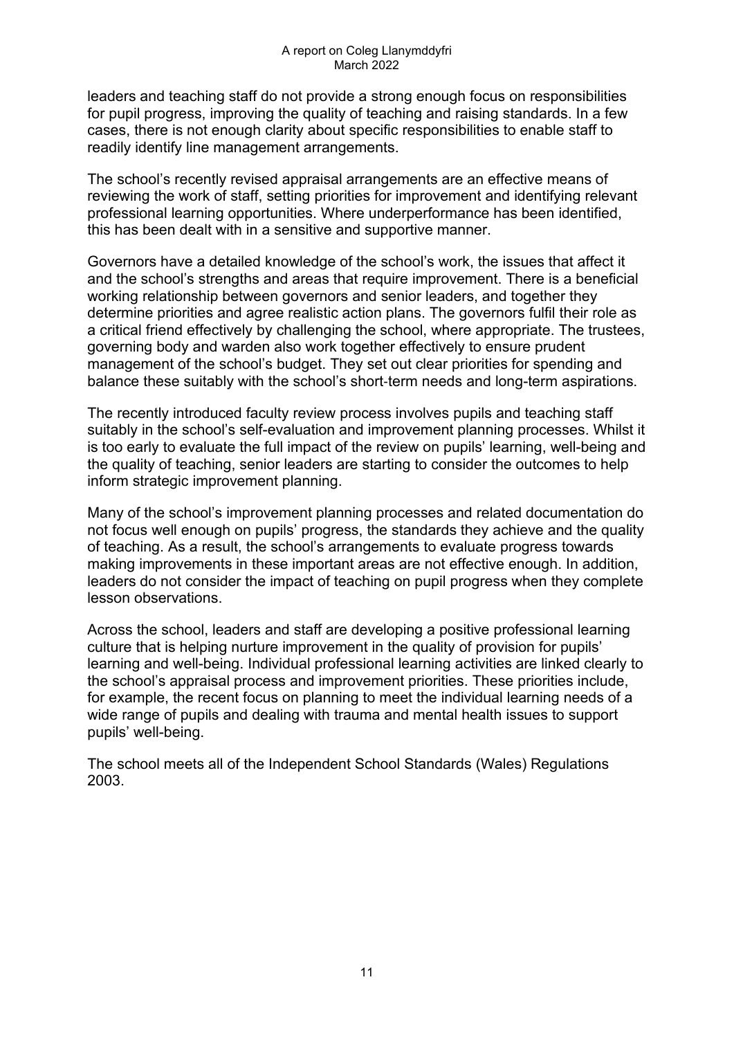leaders and teaching staff do not provide a strong enough focus on responsibilities for pupil progress, improving the quality of teaching and raising standards. In a few cases, there is not enough clarity about specific responsibilities to enable staff to readily identify line management arrangements.

The school's recently revised appraisal arrangements are an effective means of reviewing the work of staff, setting priorities for improvement and identifying relevant professional learning opportunities. Where underperformance has been identified, this has been dealt with in a sensitive and supportive manner.

Governors have a detailed knowledge of the school's work, the issues that affect it and the school's strengths and areas that require improvement. There is a beneficial working relationship between governors and senior leaders, and together they determine priorities and agree realistic action plans. The governors fulfil their role as a critical friend effectively by challenging the school, where appropriate. The trustees, governing body and warden also work together effectively to ensure prudent management of the school's budget. They set out clear priorities for spending and balance these suitably with the school's short-term needs and long-term aspirations.

The recently introduced faculty review process involves pupils and teaching staff suitably in the school's self-evaluation and improvement planning processes. Whilst it is too early to evaluate the full impact of the review on pupils' learning, well-being and the quality of teaching, senior leaders are starting to consider the outcomes to help inform strategic improvement planning.

Many of the school's improvement planning processes and related documentation do not focus well enough on pupils' progress, the standards they achieve and the quality of teaching. As a result, the school's arrangements to evaluate progress towards making improvements in these important areas are not effective enough. In addition, leaders do not consider the impact of teaching on pupil progress when they complete lesson observations.

Across the school, leaders and staff are developing a positive professional learning culture that is helping nurture improvement in the quality of provision for pupils' learning and well-being. Individual professional learning activities are linked clearly to the school's appraisal process and improvement priorities. These priorities include, for example, the recent focus on planning to meet the individual learning needs of a wide range of pupils and dealing with trauma and mental health issues to support pupils' well-being.

The school meets all of the Independent School Standards (Wales) Regulations 2003.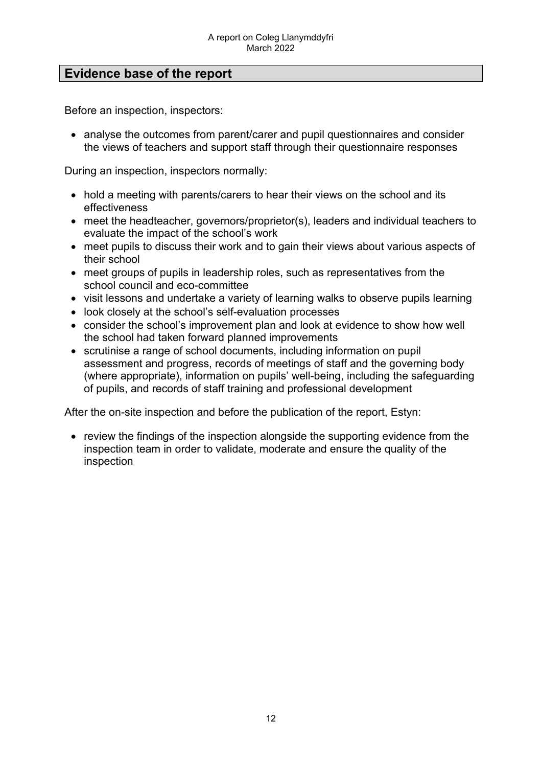## Evidence base of the report

Before an inspection, inspectors:

- analyse the outcomes from parent/carer and pupil questionnaires and consider the views of teachers and support staff through their questionnaire responses

During an inspection, inspectors normally:

- hold a meeting with parents/carers to hear their views on the school and its effectiveness
- meet the headteacher, governors/proprietor(s), leaders and individual teachers to evaluate the impact of the school's work
- meet pupils to discuss their work and to gain their views about various aspects of their school
- meet groups of pupils in leadership roles, such as representatives from the school council and eco-committee
- visit lessons and undertake a variety of learning walks to observe pupils learning
- look closely at the school's self-evaluation processes
- consider the school's improvement plan and look at evidence to show how well the school had taken forward planned improvements
- scrutinise a range of school documents, including information on pupil assessment and progress, records of meetings of staff and the governing body (where appropriate), information on pupils' well-being, including the safeguarding of pupils, and records of staff training and professional development

After the on-site inspection and before the publication of the report, Estyn:

- review the findings of the inspection alongside the supporting evidence from the inspection team in order to validate, moderate and ensure the quality of the inspection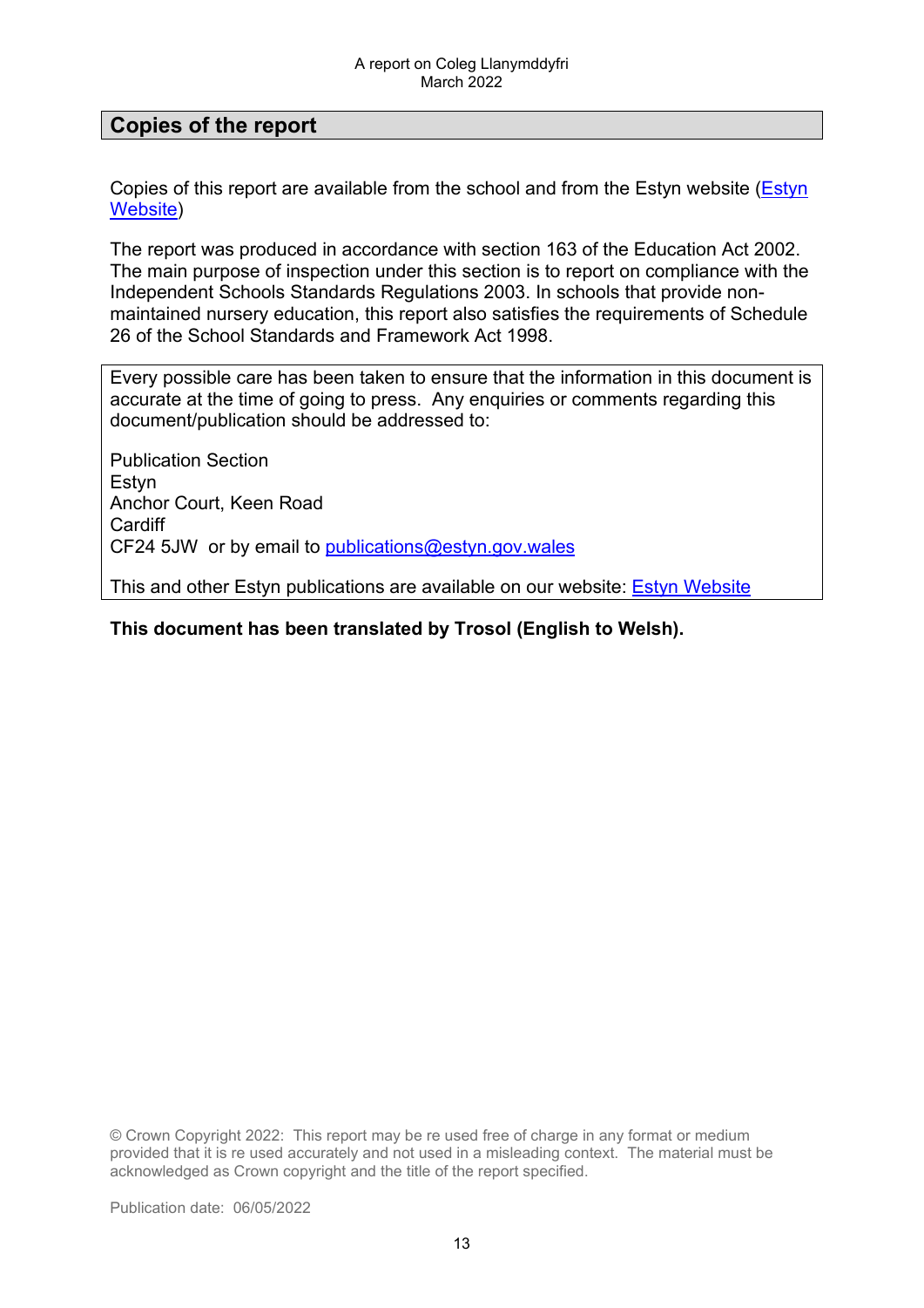## Copies of the report

Copies of this report are available from the school and from the Estyn website (Estyn Website)

The report was produced in accordance with section 163 of the Education Act 2002. The main purpose of inspection under this section is to report on compliance with the Independent Schools Standards Regulations 2003. In schools that provide non-maintained nursery education, this report also satisfies the requirements of Schedule 26 of the School Standards and Framework Act 1998.

Every possible care has been taken to ensure that the information in this document is accurate at the time of going to press. Any enquiries or comments regarding this document/publication should be addressed to:

Publication Section
Estyn
Anchor Court, Keen Road
Cardiff
CF24 5JW or by email to publications@estyn.gov.wales

This and other Estyn publications are available on our website: Estyn Website

**This document has been translated by Trosol (English to Welsh).**

© Crown Copyright 2022: This report may be re used free of charge in any format or medium provided that it is re used accurately and not used in a misleading context. The material must be acknowledged as Crown copyright and the title of the report specified.

Publication date: 06/05/2022